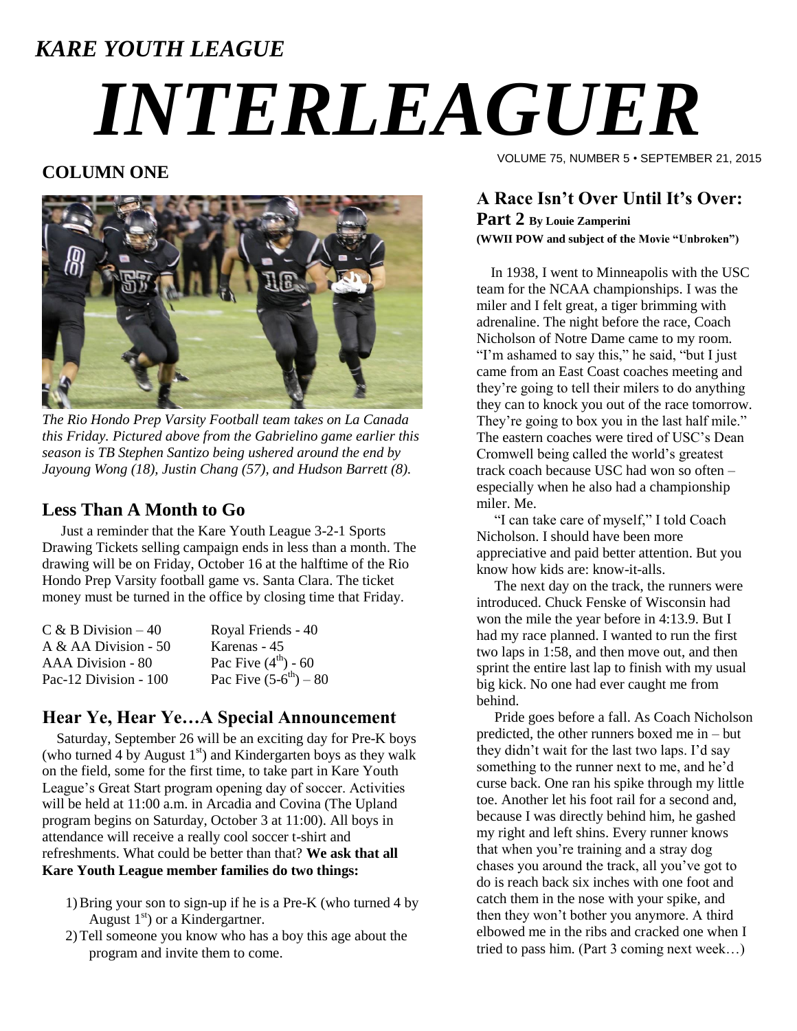*KARE YOUTH LEAGUE*

# *INTERLEAGUER*

VOLUME 75, NUMBER 5 • SEPTEMBER 21, 2015

## COLUMN ONE

*The Rio Hondo Prep Varsity Football team takes on La Canada this Friday. Pictured above from the Gabrielino game earlier this season is TB Stephen Santizo being ushered around the end by Jayoung Wong (18), Justin Chang (57), and Hudson Barrett (8).*

## Less Than A Month to Go

Just a reminder that the Kare Youth League 3-2-1 Sports Drawing Tickets selling campaign ends in less than a month. The drawing will be on Friday, October 16 at the halftime of the Rio Hondo Prep Varsity football game vs. Santa Clara. The ticket money must be turned in the office by closing time that Friday.

| | |
|---|---|
| C & B Division – 40 | Royal Friends - 40 |
| A & AA Division - 50 | Karenas - 45 |
| AAA Division - 80 | Pac Five (4th) - 60 |
| Pac-12 Division - 100 | Pac Five (5-6th) – 80 |

## Hear Ye, Hear Ye…A Special Announcement

Saturday, September 26 will be an exciting day for Pre-K boys (who turned 4 by August 1st) and Kindergarten boys as they walk on the field, some for the first time, to take part in Kare Youth League's Great Start program opening day of soccer. Activities will be held at 11:00 a.m. in Arcadia and Covina (The Upland program begins on Saturday, October 3 at 11:00). All boys in attendance will receive a really cool soccer t-shirt and refreshments. What could be better than that? **We ask that all Kare Youth League member families do two things:**

1) Bring your son to sign-up if he is a Pre-K (who turned 4 by August 1st) or a Kindergartner.
2) Tell someone you know who has a boy this age about the program and invite them to come.

## A Race Isn't Over Until It's Over: Part 2 By Louie Zamperini

**(WWII POW and subject of the Movie "Unbroken")**

In 1938, I went to Minneapolis with the USC team for the NCAA championships. I was the miler and I felt great, a tiger brimming with adrenaline. The night before the race, Coach Nicholson of Notre Dame came to my room. "I'm ashamed to say this," he said, "but I just came from an East Coast coaches meeting and they're going to tell their milers to do anything they can to knock you out of the race tomorrow. They're going to box you in the last half mile." The eastern coaches were tired of USC's Dean Cromwell being called the world's greatest track coach because USC had won so often – especially when he also had a championship miler. Me.

"I can take care of myself," I told Coach Nicholson. I should have been more appreciative and paid better attention. But you know how kids are: know-it-alls.

The next day on the track, the runners were introduced. Chuck Fenske of Wisconsin had won the mile the year before in 4:13.9. But I had my race planned. I wanted to run the first two laps in 1:58, and then move out, and then sprint the entire last lap to finish with my usual big kick. No one had ever caught me from behind.

Pride goes before a fall. As Coach Nicholson predicted, the other runners boxed me in – but they didn't wait for the last two laps. I'd say something to the runner next to me, and he'd curse back. One ran his spike through my little toe. Another let his foot rail for a second and, because I was directly behind him, he gashed my right and left shins. Every runner knows that when you're training and a stray dog chases you around the track, all you've got to do is reach back six inches with one foot and catch them in the nose with your spike, and then they won't bother you anymore. A third elbowed me in the ribs and cracked one when I tried to pass him. (Part 3 coming next week…)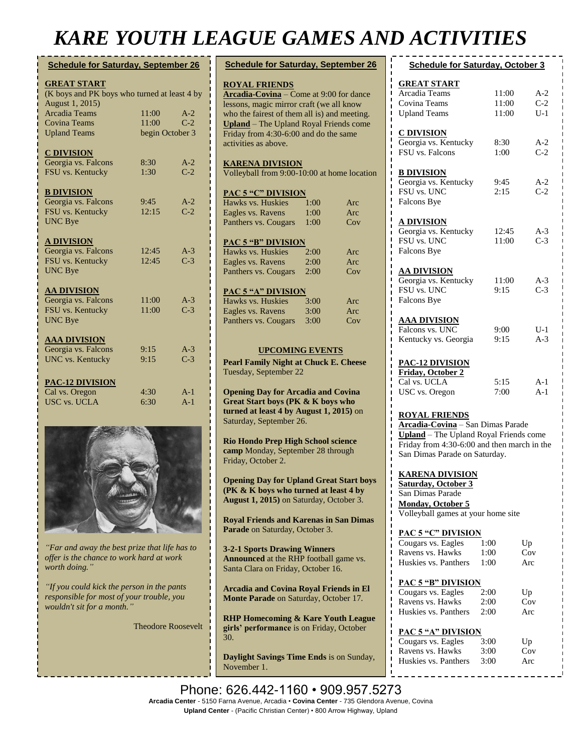# KARE YOUTH LEAGUE GAMES AND ACTIVITIES

## Schedule for Saturday, September 26

### GREAT START

(K boys and PK boys who turned at least 4 by August 1, 2015)

| | | |
|---|---|---|
| Arcadia Teams | 11:00 | A-2 |
| Covina Teams | 11:00 | C-2 |
| Upland Teams | begin October 3 | |

### C DIVISION

| | | |
|---|---|---|
| Georgia vs. Falcons | 8:30 | A-2 |
| FSU vs. Kentucky | 1:30 | C-2 |

### B DIVISION

| | | |
|---|---|---|
| Georgia vs. Falcons | 9:45 | A-2 |
| FSU vs. Kentucky | 12:15 | C-2 |
| UNC Bye | | |

### A DIVISION

| | | |
|---|---|---|
| Georgia vs. Falcons | 12:45 | A-3 |
| FSU vs. Kentucky | 12:45 | C-3 |
| UNC Bye | | |

### AA DIVISION

| | | |
|---|---|---|
| Georgia vs. Falcons | 11:00 | A-3 |
| FSU vs. Kentucky | 11:00 | C-3 |
| UNC Bye | | |

### AAA DIVISION

| | | |
|---|---|---|
| Georgia vs. Falcons | 9:15 | A-3 |
| UNC vs. Kentucky | 9:15 | C-3 |

### PAC-12 DIVISION

| | | |
|---|---|---|
| Cal vs. Oregon | 4:30 | A-1 |
| USC vs. UCLA | 6:30 | A-1 |

*"Far and away the best prize that life has to offer is the chance to work hard at work worth doing."*

*"If you could kick the person in the pants responsible for most of your trouble, you wouldn't sit for a month."*

Theodore Roosevelt

## Schedule for Saturday, September 26

### ROYAL FRIENDS

**Arcadia-Covina** – Come at 9:00 for dance lessons, magic mirror craft (we all know who the fairest of them all is) and meeting. **Upland** – The Upland Royal Friends come Friday from 4:30-6:00 and do the same activities as above.

### KARENA DIVISION

Volleyball from 9:00-10:00 at home location

### PAC 5 "C" DIVISION

| | | |
|---|---|---|
| Hawks vs. Huskies | 1:00 | Arc |
| Eagles vs. Ravens | 1:00 | Arc |
| Panthers vs. Cougars | 1:00 | Cov |

### PAC 5 "B" DIVISION

| | | |
|---|---|---|
| Hawks vs. Huskies | 2:00 | Arc |
| Eagles vs. Ravens | 2:00 | Arc |
| Panthers vs. Cougars | 2:00 | Cov |

### PAC 5 "A" DIVISION

| | | |
|---|---|---|
| Hawks vs. Huskies | 3:00 | Arc |
| Eagles vs. Ravens | 3:00 | Arc |
| Panthers vs. Cougars | 3:00 | Cov |

### UPCOMING EVENTS

**Pearl Family Night at Chuck E. Cheese** Tuesday, September 22

**Opening Day for Arcadia and Covina Great Start boys (PK & K boys who turned at least 4 by August 1, 2015)** on Saturday, September 26.

**Rio Hondo Prep High School science camp** Monday, September 28 through Friday, October 2.

**Opening Day for Upland Great Start boys (PK & K boys who turned at least 4 by August 1, 2015)** on Saturday, October 3.

**Royal Friends and Karenas in San Dimas Parade** on Saturday, October 3.

**3-2-1 Sports Drawing Winners Announced** at the RHP football game vs. Santa Clara on Friday, October 16.

**Arcadia and Covina Royal Friends in El Monte Parade** on Saturday, October 17.

**RHP Homecoming & Kare Youth League girls' performance** is on Friday, October 30.

**Daylight Savings Time Ends** is on Sunday, November 1.

## Schedule for Saturday, October 3

### GREAT START

| | | |
|---|---|---|
| Arcadia Teams | 11:00 | A-2 |
| Covina Teams | 11:00 | C-2 |
| Upland Teams | 11:00 | U-1 |

### C DIVISION

| | | |
|---|---|---|
| Georgia vs. Kentucky | 8:30 | A-2 |
| FSU vs. Falcons | 1:00 | C-2 |

### B DIVISION

| | | |
|---|---|---|
| Georgia vs. Kentucky | 9:45 | A-2 |
| FSU vs. UNC | 2:15 | C-2 |
| Falcons Bye | | |

### A DIVISION

| | | |
|---|---|---|
| Georgia vs. Kentucky | 12:45 | A-3 |
| FSU vs. UNC | 11:00 | C-3 |
| Falcons Bye | | |

### AA DIVISION

| | | |
|---|---|---|
| Georgia vs. Kentucky | 11:00 | A-3 |
| FSU vs. UNC | 9:15 | C-3 |
| Falcons Bye | | |

### AAA DIVISION

| | | |
|---|---|---|
| Falcons vs. UNC | 9:00 | U-1 |
| Kentucky vs. Georgia | 9:15 | A-3 |

### PAC-12 DIVISION

**Friday, October 2**

| | | |
|---|---|---|
| Cal vs. UCLA | 5:15 | A-1 |
| USC vs. Oregon | 7:00 | A-1 |

### ROYAL FRIENDS

**Arcadia-Covina** – San Dimas Parade
**Upland** – The Upland Royal Friends come Friday from 4:30-6:00 and then march in the San Dimas Parade on Saturday.

### KARENA DIVISION

**Saturday, October 3**
San Dimas Parade
**Monday, October 5**
Volleyball games at your home site

### PAC 5 "C" DIVISION

| | | |
|---|---|---|
| Cougars vs. Eagles | 1:00 | Up |
| Ravens vs. Hawks | 1:00 | Cov |
| Huskies vs. Panthers | 1:00 | Arc |

### PAC 5 "B" DIVISION

| | | |
|---|---|---|
| Cougars vs. Eagles | 2:00 | Up |
| Ravens vs. Hawks | 2:00 | Cov |
| Huskies vs. Panthers | 2:00 | Arc |

### PAC 5 "A" DIVISION

| | | |
|---|---|---|
| Cougars vs. Eagles | 3:00 | Up |
| Ravens vs. Hawks | 3:00 | Cov |
| Huskies vs. Panthers | 3:00 | Arc |

Phone: 626.442-1160 • 909.957.5273

**Arcadia Center** - 5150 Farna Avenue, Arcadia • **Covina Center** - 735 Glendora Avenue, Covina
**Upland Center** - (Pacific Christian Center) • 800 Arrow Highway, Upland